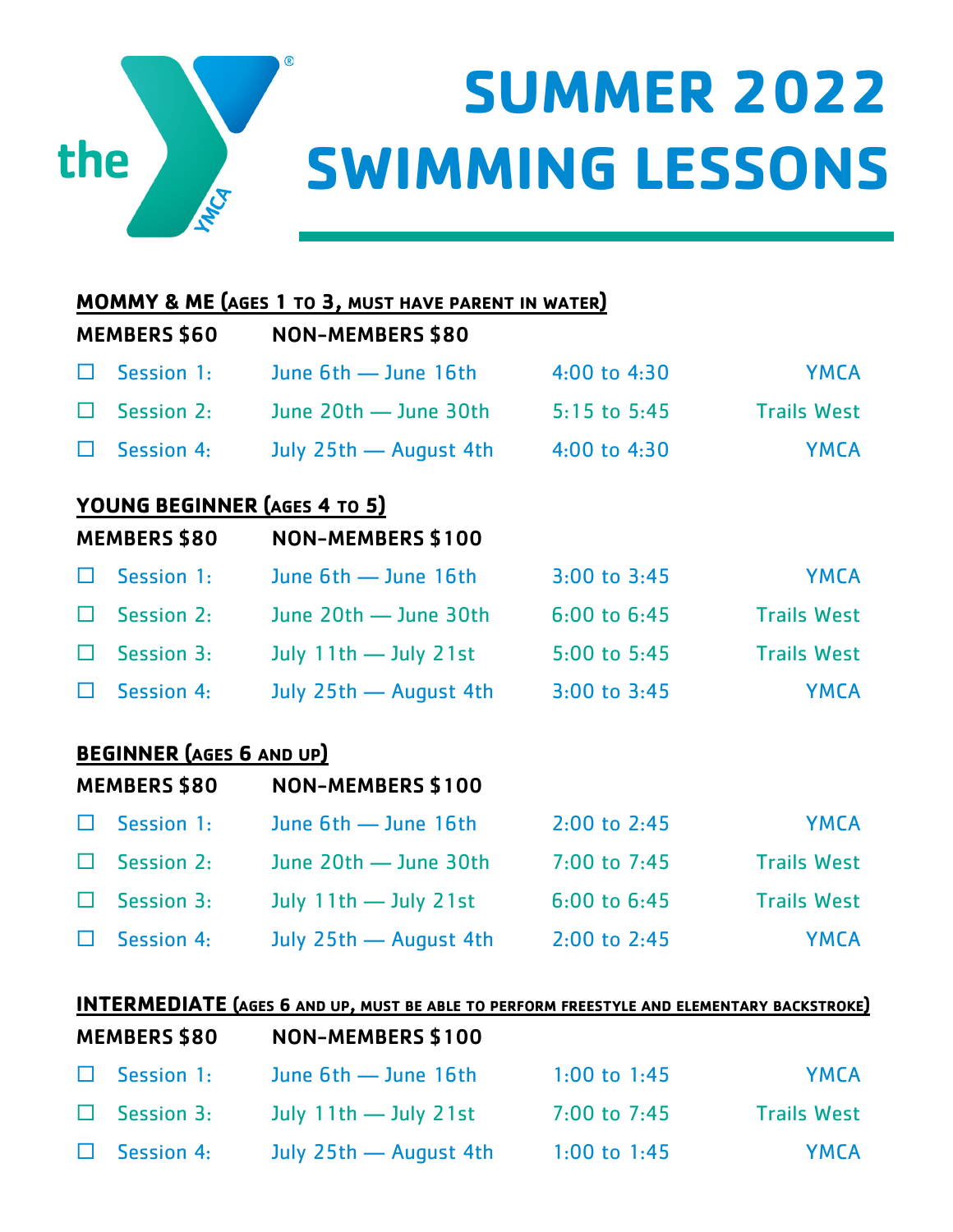# SUMMER 2022 SWIMMING LESSONS

## MOMMY & ME (AGES 1 TO 3, MUST HAVE PARENT IN WATER)

**MEMBERS $60 NON-MEMBERS $80**

| | | | | |
|---|---|---|---|---|
| ☐ | Session 1: | June 6th — June 16th | 4:00 to 4:30 | YMCA |
| ☐ | Session 2: | June 20th — June 30th | 5:15 to 5:45 | Trails West |
| ☐ | Session 4: | July 25th — August 4th | 4:00 to 4:30 | YMCA |

## YOUNG BEGINNER (AGES 4 TO 5)

**MEMBERS $80 NON-MEMBERS $100**

| | | | | |
|---|---|---|---|---|
| ☐ | Session 1: | June 6th — June 16th | 3:00 to 3:45 | YMCA |
| ☐ | Session 2: | June 20th — June 30th | 6:00 to 6:45 | Trails West |
| ☐ | Session 3: | July 11th — July 21st | 5:00 to 5:45 | Trails West |
| ☐ | Session 4: | July 25th — August 4th | 3:00 to 3:45 | YMCA |

## BEGINNER (AGES 6 AND UP)

**MEMBERS $80 NON-MEMBERS $100**

| | | | | |
|---|---|---|---|---|
| ☐ | Session 1: | June 6th — June 16th | 2:00 to 2:45 | YMCA |
| ☐ | Session 2: | June 20th — June 30th | 7:00 to 7:45 | Trails West |
| ☐ | Session 3: | July 11th — July 21st | 6:00 to 6:45 | Trails West |
| ☐ | Session 4: | July 25th — August 4th | 2:00 to 2:45 | YMCA |

## INTERMEDIATE (AGES 6 AND UP, MUST BE ABLE TO PERFORM FREESTYLE AND ELEMENTARY BACKSTROKE)

**MEMBERS $80 NON-MEMBERS $100**

| | | | | |
|---|---|---|---|---|
| ☐ | Session 1: | June 6th — June 16th | 1:00 to 1:45 | YMCA |
| ☐ | Session 3: | July 11th — July 21st | 7:00 to 7:45 | Trails West |
| ☐ | Session 4: | July 25th — August 4th | 1:00 to 1:45 | YMCA |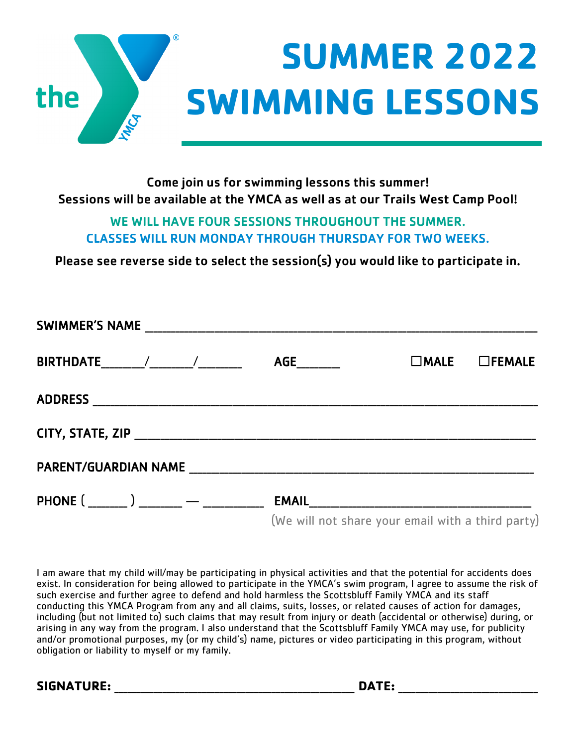# SUMMER 2022 SWIMMING LESSONS

**Come join us for swimming lessons this summer!**
**Sessions will be available at the YMCA as well as at our Trails West Camp Pool!**

**WE WILL HAVE FOUR SESSIONS THROUGHOUT THE SUMMER.**
**CLASSES WILL RUN MONDAY THROUGH THURSDAY FOR TWO WEEKS.**

**Please see reverse side to select the session(s) you would like to participate in.**

SWIMMER'S NAME ______________________________________________

BIRTHDATE______/______/______ AGE______ ☐MALE ☐FEMALE

ADDRESS ______________________________________________

CITY, STATE, ZIP ______________________________________________

PARENT/GUARDIAN NAME ______________________________________________

PHONE ( ______ ) ______ — ________ EMAIL______________________________
(We will not share your email with a third party)

I am aware that my child will/may be participating in physical activities and that the potential for accidents does exist. In consideration for being allowed to participate in the YMCA's swim program, I agree to assume the risk of such exercise and further agree to defend and hold harmless the Scottsbluff Family YMCA and its staff conducting this YMCA Program from any and all claims, suits, losses, or related causes of action for damages, including (but not limited to) such claims that may result from injury or death (accidental or otherwise) during, or arising in any way from the program. I also understand that the Scottsbluff Family YMCA may use, for publicity and/or promotional purposes, my (or my child's) name, pictures or video participating in this program, without obligation or liability to myself or my family.

**SIGNATURE:** ______________________________ **DATE:** ________________